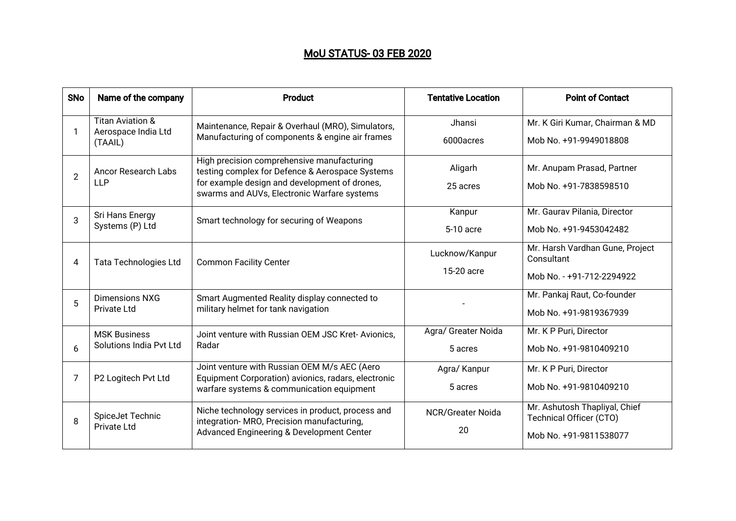# MoU STATUS- 03 FEB 2020

| SNo | Name of the company | Product | Tentative Location | Point of Contact |
|---|---|---|---|---|
| 1 | Titan Aviation & Aerospace India Ltd (TAAIL) | Maintenance, Repair & Overhaul (MRO), Simulators, Manufacturing of components & engine air frames | Jhansi<br>6000acres | Mr. K Giri Kumar, Chairman & MD<br>Mob No. +91-9949018808 |
| 2 | Ancor Research Labs LLP | High precision comprehensive manufacturing testing complex for Defence & Aerospace Systems for example design and development of drones, swarms and AUVs, Electronic Warfare systems | Aligarh<br>25 acres | Mr. Anupam Prasad, Partner<br>Mob No. +91-7838598510 |
| 3 | Sri Hans Energy Systems (P) Ltd | Smart technology for securing of Weapons | Kanpur<br>5-10 acre | Mr. Gaurav Pilania, Director<br>Mob No. +91-9453042482 |
| 4 | Tata Technologies Ltd | Common Facility Center | Lucknow/Kanpur<br>15-20 acre | Mr. Harsh Vardhan Gune, Project Consultant<br>Mob No. - +91-712-2294922 |
| 5 | Dimensions NXG Private Ltd | Smart Augmented Reality display connected to military helmet for tank navigation | - | Mr. Pankaj Raut, Co-founder<br>Mob No. +91-9819367939 |
| 6 | MSK Business Solutions India Pvt Ltd | Joint venture with Russian OEM JSC Kret- Avionics, Radar | Agra/ Greater Noida<br>5 acres | Mr. K P Puri, Director<br>Mob No. +91-9810409210 |
| 7 | P2 Logitech Pvt Ltd | Joint venture with Russian OEM M/s AEC (Aero Equipment Corporation) avionics, radars, electronic warfare systems & communication equipment | Agra/ Kanpur<br>5 acres | Mr. K P Puri, Director<br>Mob No. +91-9810409210 |
| 8 | SpiceJet Technic Private Ltd | Niche technology services in product, process and integration- MRO, Precision manufacturing, Advanced Engineering & Development Center | NCR/Greater Noida<br>20 | Mr. Ashutosh Thapliyal, Chief Technical Officer (CTO)<br>Mob No. +91-9811538077 |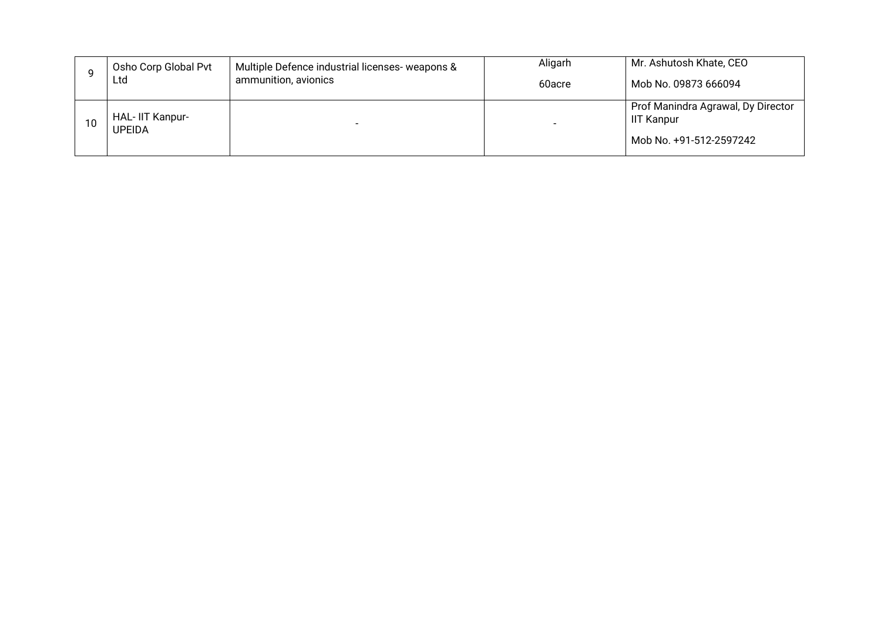| 9 | Osho Corp Global Pvt Ltd | Multiple Defence industrial licenses- weapons & ammunition, avionics | Aligarh<br>60acre | Mr. Ashutosh Khate, CEO<br>Mob No. 09873 666094 |
|---|---|---|---|---|
| 10 | HAL- IIT Kanpur-UPEIDA | - | - | Prof Manindra Agrawal, Dy Director IIT Kanpur<br>Mob No. +91-512-2597242 |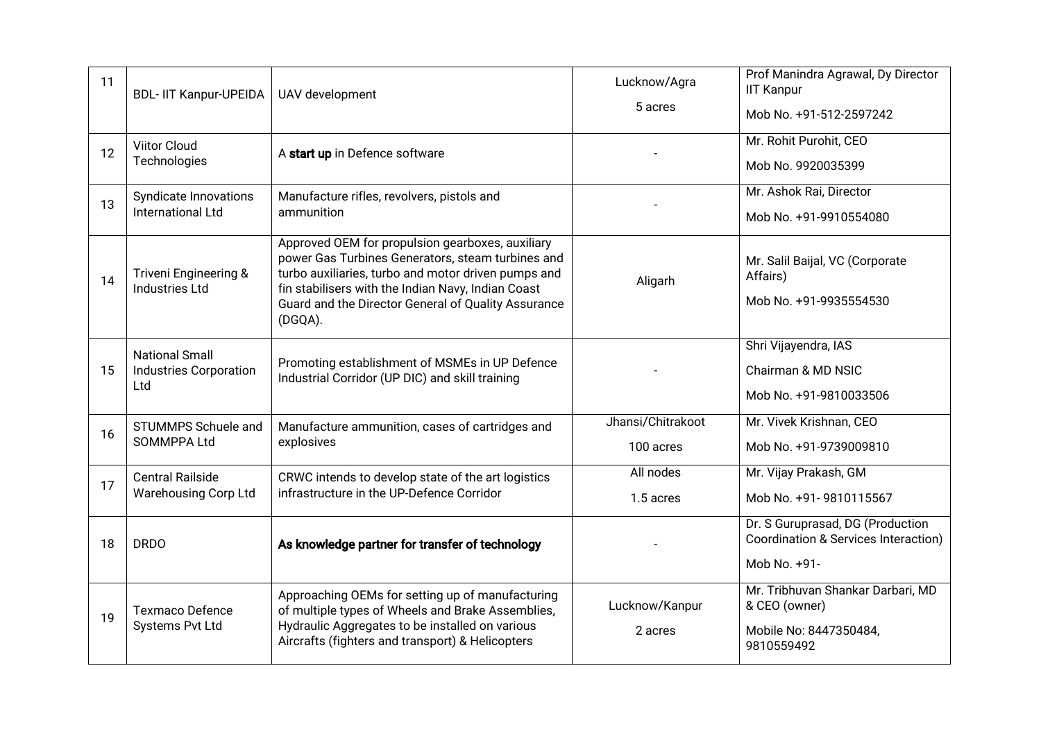| | | | | |
|---|---|---|---|---|
| 11 | BDL- IIT Kanpur-UPEIDA | UAV development | Lucknow/Agra<br>5 acres | Prof Manindra Agrawal, Dy Director IIT Kanpur<br>Mob No. +91-512-2597242 |
| 12 | Viitor Cloud Technologies | A **start up** in Defence software | - | Mr. Rohit Purohit, CEO<br>Mob No. 9920035399 |
| 13 | Syndicate Innovations International Ltd | Manufacture rifles, revolvers, pistols and ammunition | - | Mr. Ashok Rai, Director<br>Mob No. +91-9910554080 |
| 14 | Triveni Engineering & Industries Ltd | Approved OEM for propulsion gearboxes, auxiliary power Gas Turbines Generators, steam turbines and turbo auxiliaries, turbo and motor driven pumps and fin stabilisers with the Indian Navy, Indian Coast Guard and the Director General of Quality Assurance (DGQA). | Aligarh | Mr. Salil Baijal, VC (Corporate Affairs)<br>Mob No. +91-9935554530 |
| 15 | National Small Industries Corporation Ltd | Promoting establishment of MSMEs in UP Defence Industrial Corridor (UP DIC) and skill training | - | Shri Vijayendra, IAS<br>Chairman & MD NSIC<br>Mob No. +91-9810033506 |
| 16 | STUMMPS Schuele and SOMMPPA Ltd | Manufacture ammunition, cases of cartridges and explosives | Jhansi/Chitrakoot<br>100 acres | Mr. Vivek Krishnan, CEO<br>Mob No. +91-9739009810 |
| 17 | Central Railside Warehousing Corp Ltd | CRWC intends to develop state of the art logistics infrastructure in the UP-Defence Corridor | All nodes<br>1.5 acres | Mr. Vijay Prakash, GM<br>Mob No. +91- 9810115567 |
| 18 | DRDO | **As knowledge partner for transfer of technology** | - | Dr. S Guruprasad, DG (Production Coordination & Services Interaction)<br>Mob No. +91- |
| 19 | Texmaco Defence Systems Pvt Ltd | Approaching OEMs for setting up of manufacturing of multiple types of Wheels and Brake Assemblies, Hydraulic Aggregates to be installed on various Aircrafts (fighters and transport) & Helicopters | Lucknow/Kanpur<br>2 acres | Mr. Tribhuvan Shankar Darbari, MD & CEO (owner)<br>Mobile No: 8447350484, 9810559492 |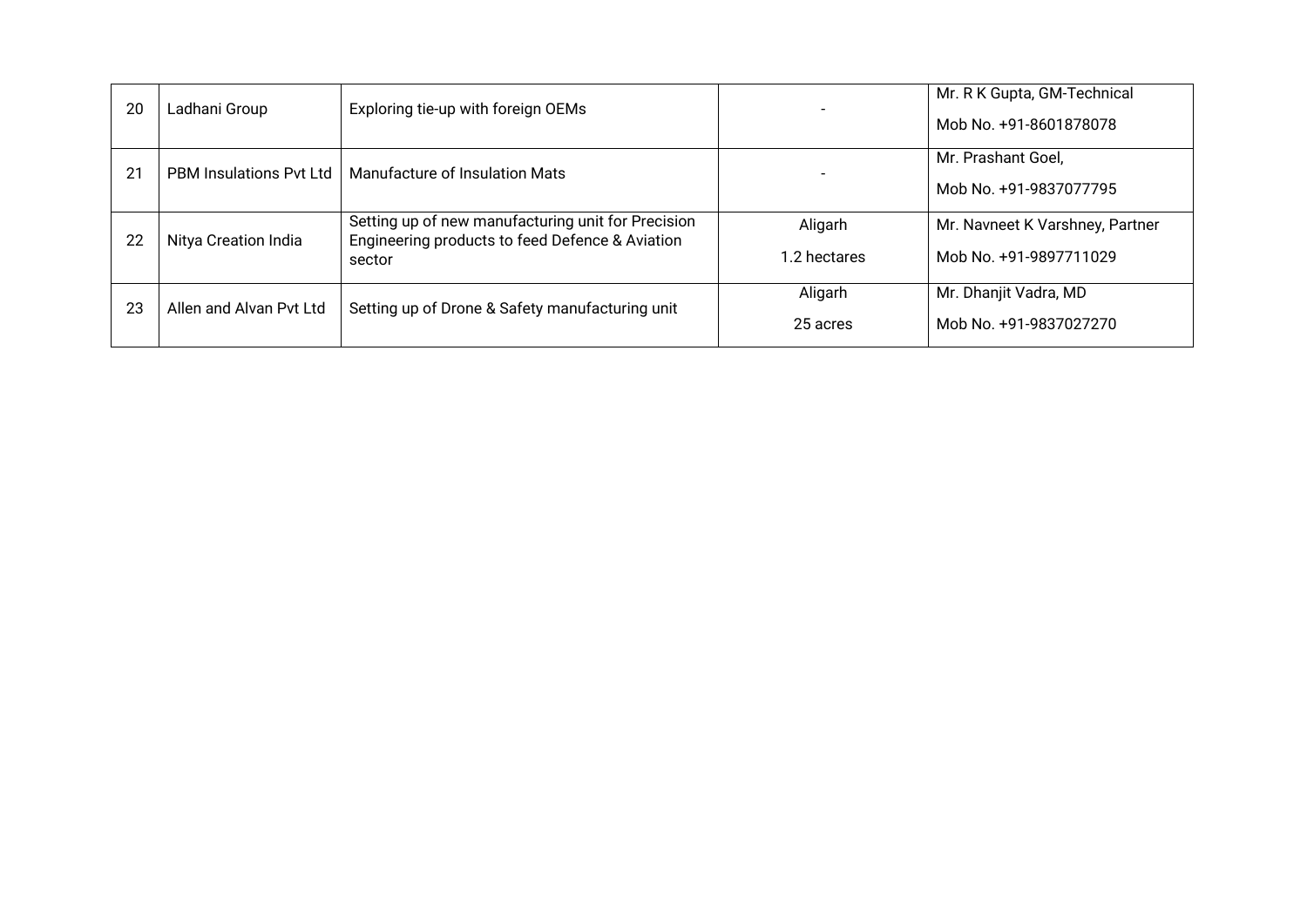| | | | | |
|---|---|---|---|---|
| 20 | Ladhani Group | Exploring tie-up with foreign OEMs | - | Mr. R K Gupta, GM-Technical<br>Mob No. +91-8601878078 |
| 21 | PBM Insulations Pvt Ltd | Manufacture of Insulation Mats | - | Mr. Prashant Goel,<br>Mob No. +91-9837077795 |
| 22 | Nitya Creation India | Setting up of new manufacturing unit for Precision Engineering products to feed Defence & Aviation sector | Aligarh<br>1.2 hectares | Mr. Navneet K Varshney, Partner<br>Mob No. +91-9897711029 |
| 23 | Allen and Alvan Pvt Ltd | Setting up of Drone & Safety manufacturing unit | Aligarh<br>25 acres | Mr. Dhanjit Vadra, MD<br>Mob No. +91-9837027270 |